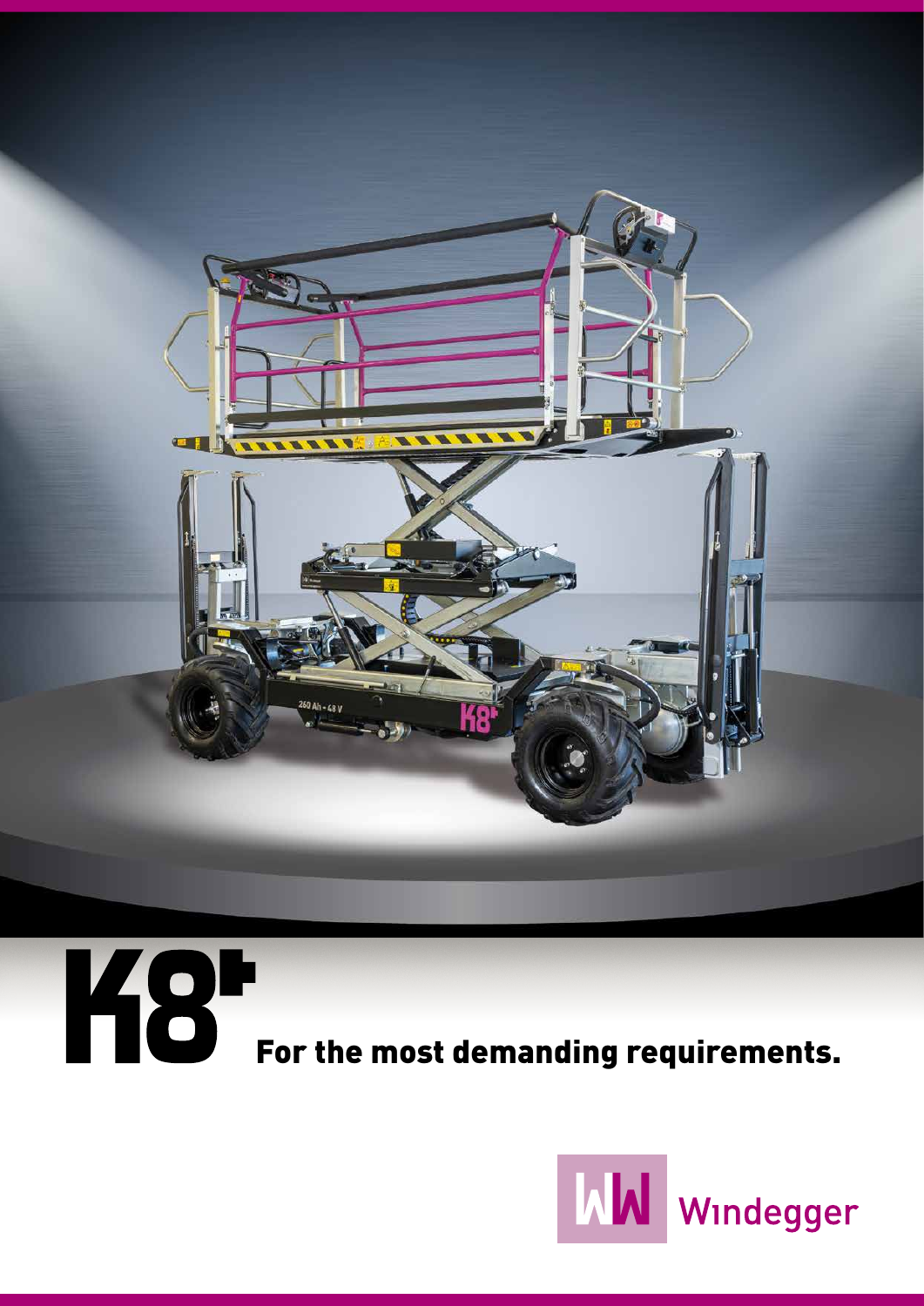# K8+

## For the most demanding requirements.

Windegger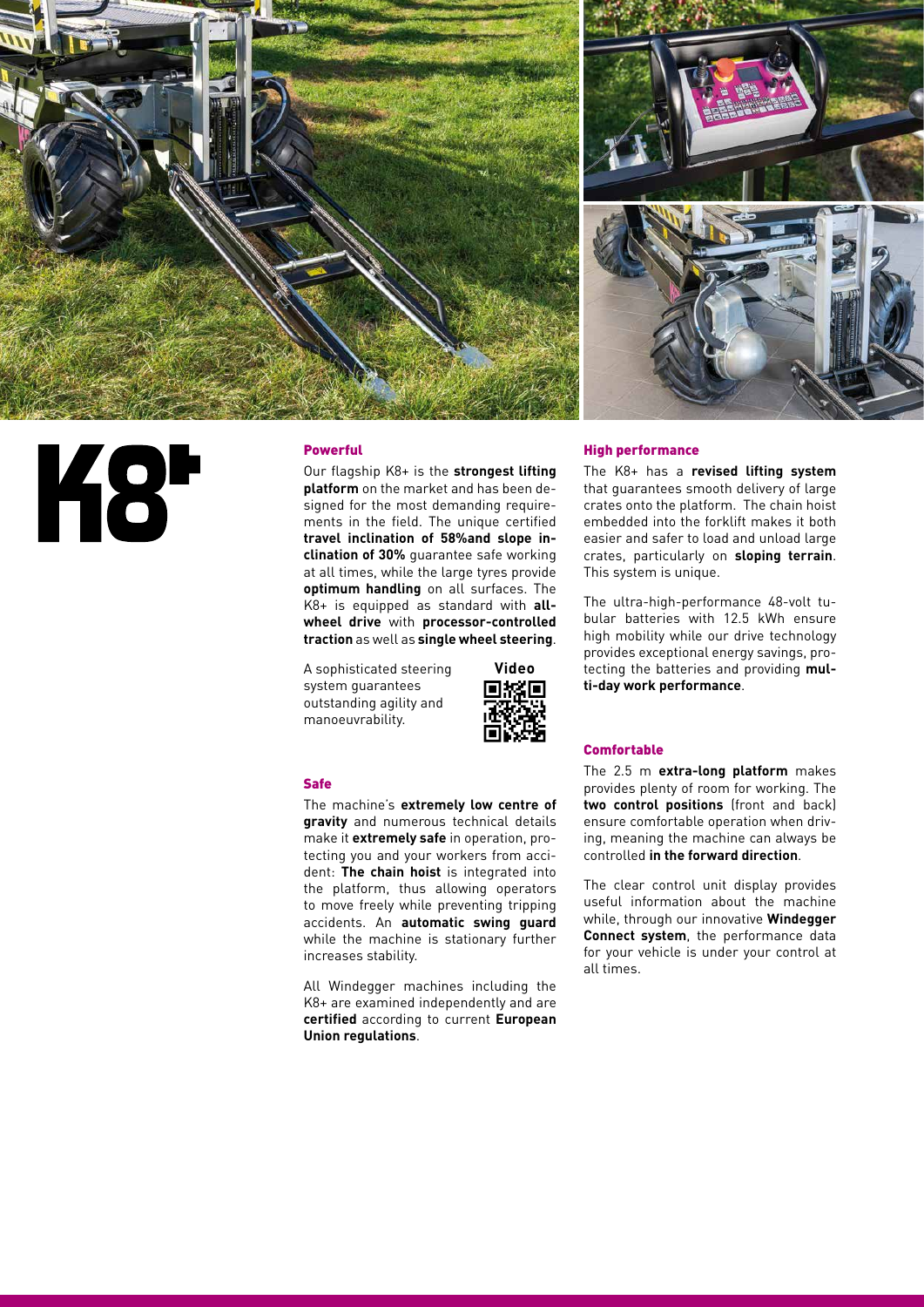# K8+

## Powerful

Our flagship K8+ is the **strongest lifting platform** on the market and has been designed for the most demanding requirements in the field. The unique certified **travel inclination of 58%and slope inclination of 30%** guarantee safe working at all times, while the large tyres provide **optimum handling** on all surfaces. The K8+ is equipped as standard with **all-wheel drive** with **processor-controlled traction** as well as **single wheel steering**.

A sophisticated steering system guarantees outstanding agility and manoeuvrability.

**Video**

## Safe

The machine's **extremely low centre of gravity** and numerous technical details make it **extremely safe** in operation, protecting you and your workers from accident: **The chain hoist** is integrated into the platform, thus allowing operators to move freely while preventing tripping accidents. An **automatic swing guard** while the machine is stationary further increases stability.

All Windegger machines including the K8+ are examined independently and are **certified** according to current **European Union regulations**.

## High performance

The K8+ has a **revised lifting system** that guarantees smooth delivery of large crates onto the platform. The chain hoist embedded into the forklift makes it both easier and safer to load and unload large crates, particularly on **sloping terrain**. This system is unique.

The ultra-high-performance 48-volt tubular batteries with 12.5 kWh ensure high mobility while our drive technology provides exceptional energy savings, protecting the batteries and providing **multi-day work performance**.

## Comfortable

The 2.5 m **extra-long platform** makes provides plenty of room for working. The **two control positions** (front and back) ensure comfortable operation when driving, meaning the machine can always be controlled **in the forward direction**.

The clear control unit display provides useful information about the machine while, through our innovative **Windegger Connect system**, the performance data for your vehicle is under your control at all times.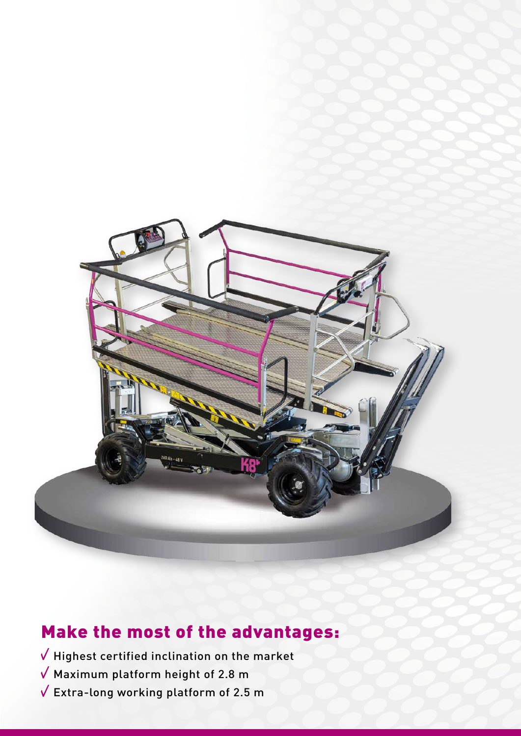## Make the most of the advantages:

- √ Highest certified inclination on the market
- √ Maximum platform height of 2.8 m
- √ Extra-long working platform of 2.5 m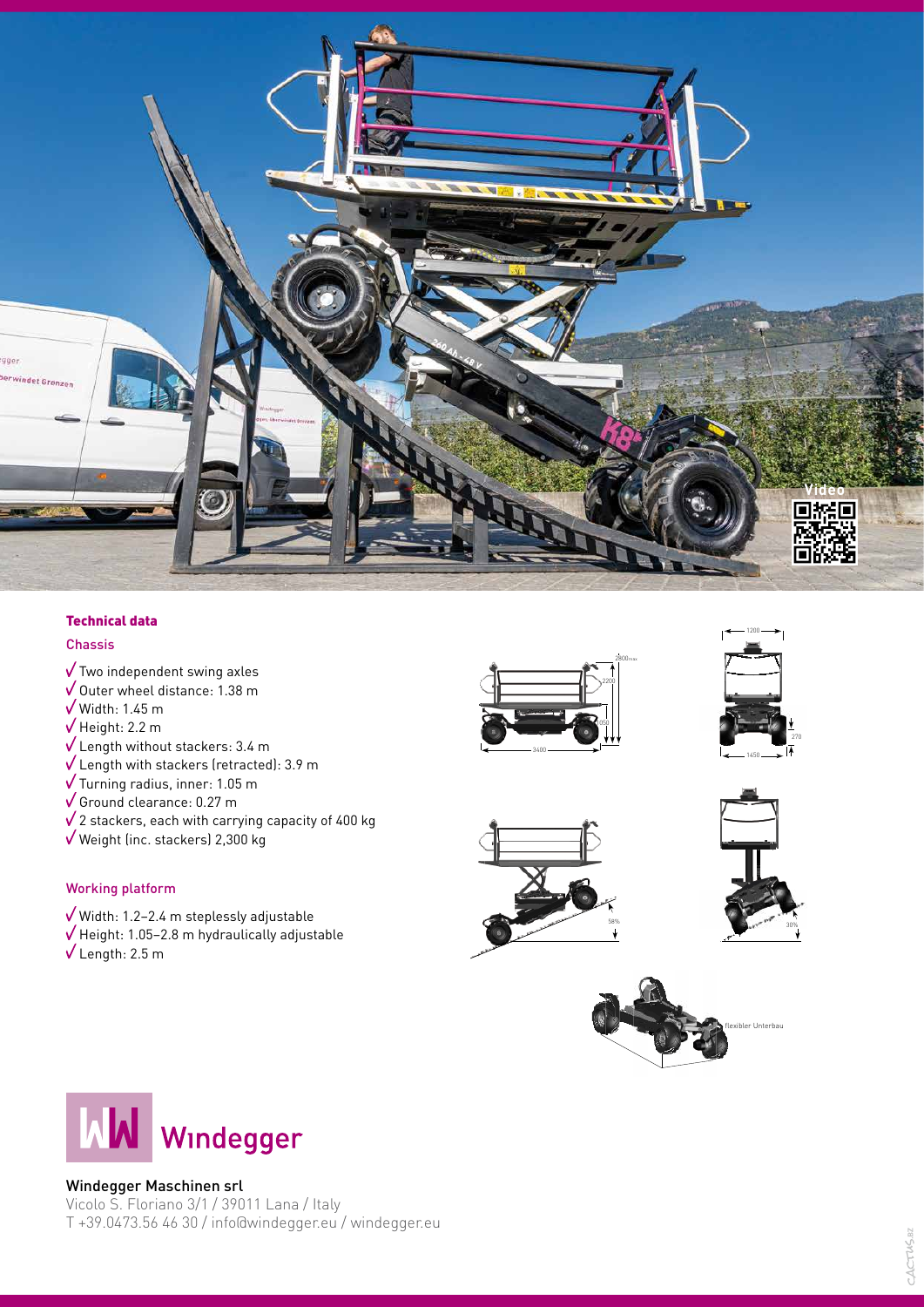Video

## Technical data

### Chassis

- ✓ Two independent swing axles
- ✓ Outer wheel distance: 1.38 m
- ✓ Width: 1.45 m
- ✓ Height: 2.2 m
- ✓ Length without stackers: 3.4 m
- ✓ Length with stackers (retracted): 3.9 m
- ✓ Turning radius, inner: 1.05 m
- ✓ Ground clearance: 0.27 m
- ✓ 2 stackers, each with carrying capacity of 400 kg
- ✓ Weight (inc. stackers) 2,300 kg

### Working platform

- ✓ Width: 1.2–2.4 m steplessly adjustable
- ✓ Height: 1.05–2.8 m hydraulically adjustable
- ✓ Length: 2.5 m

2800max
2200
1050
3400
1200
270
1450
58%
30%
flexibler Unterbau

Windegger

Windegger Maschinen srl
Vicolo S. Floriano 3/1 / 39011 Lana / Italy
T +39.0473.56 46 30 / info@windegger.eu / windegger.eu